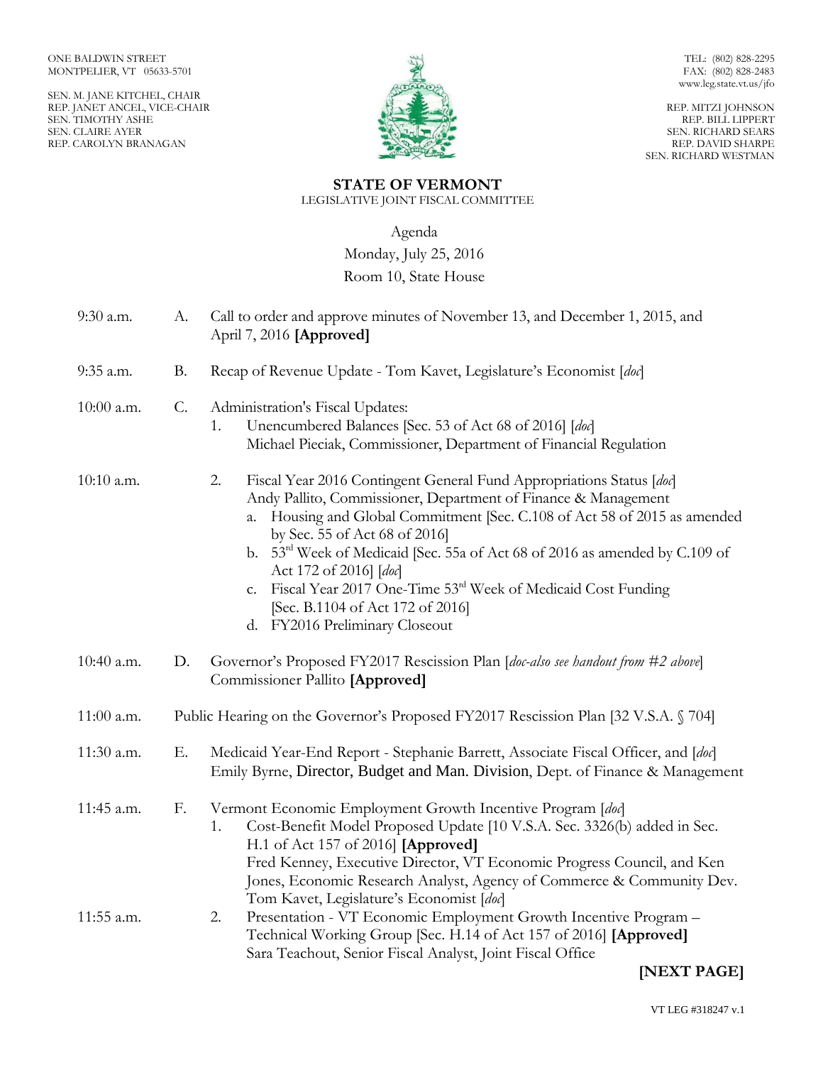ONE BALDWIN STREET
MONTPELIER, VT 05633-5701

SEN. M. JANE KITCHEL, CHAIR
REP. JANET ANCEL, VICE-CHAIR
SEN. TIMOTHY ASHE
SEN. CLAIRE AYER
REP. CAROLYN BRANAGAN

TEL: (802) 828-2295
FAX: (802) 828-2483
www.leg.state.vt.us/jfo

REP. MITZI JOHNSON
REP. BILL LIPPERT
SEN. RICHARD SEARS
REP. DAVID SHARPE
SEN. RICHARD WESTMAN

# STATE OF VERMONT

LEGISLATIVE JOINT FISCAL COMMITTEE

Agenda
Monday, July 25, 2016
Room 10, State House

9:30 a.m. A. Call to order and approve minutes of November 13, and December 1, 2015, and April 7, 2016 **[Approved]**

9:35 a.m. B. Recap of Revenue Update - Tom Kavet, Legislature's Economist [*doc*]

10:00 a.m. C. Administration's Fiscal Updates:

1. Unencumbered Balances [Sec. 53 of Act 68 of 2016] [*doc*]
   Michael Pieciak, Commissioner, Department of Financial Regulation

10:10 a.m.

2. Fiscal Year 2016 Contingent General Fund Appropriations Status [*doc*]
   Andy Pallito, Commissioner, Department of Finance & Management
   a. Housing and Global Commitment [Sec. C.108 of Act 58 of 2015 as amended by Sec. 55 of Act 68 of 2016]
   b. 53rd Week of Medicaid [Sec. 55a of Act 68 of 2016 as amended by C.109 of Act 172 of 2016] [*doc*]
   c. Fiscal Year 2017 One-Time 53rd Week of Medicaid Cost Funding [Sec. B.1104 of Act 172 of 2016]
   d. FY2016 Preliminary Closeout

10:40 a.m. D. Governor's Proposed FY2017 Rescission Plan [*doc-also see handout from #2 above*]
Commissioner Pallito **[Approved]**

11:00 a.m. Public Hearing on the Governor's Proposed FY2017 Rescission Plan [32 V.S.A. § 704]

11:30 a.m. E. Medicaid Year-End Report - Stephanie Barrett, Associate Fiscal Officer, and [*doc*]
Emily Byrne, Director, Budget and Man. Division, Dept. of Finance & Management

11:45 a.m. F. Vermont Economic Employment Growth Incentive Program [*doc*]

1. Cost-Benefit Model Proposed Update [10 V.S.A. Sec. 3326(b) added in Sec. H.1 of Act 157 of 2016] **[Approved]**
   Fred Kenney, Executive Director, VT Economic Progress Council, and Ken Jones, Economic Research Analyst, Agency of Commerce & Community Dev.
   Tom Kavet, Legislature's Economist [*doc*]

11:55 a.m.

2. Presentation - VT Economic Employment Growth Incentive Program – Technical Working Group [Sec. H.14 of Act 157 of 2016] **[Approved]**
   Sara Teachout, Senior Fiscal Analyst, Joint Fiscal Office

**[NEXT PAGE]**

VT LEG #318247 v.1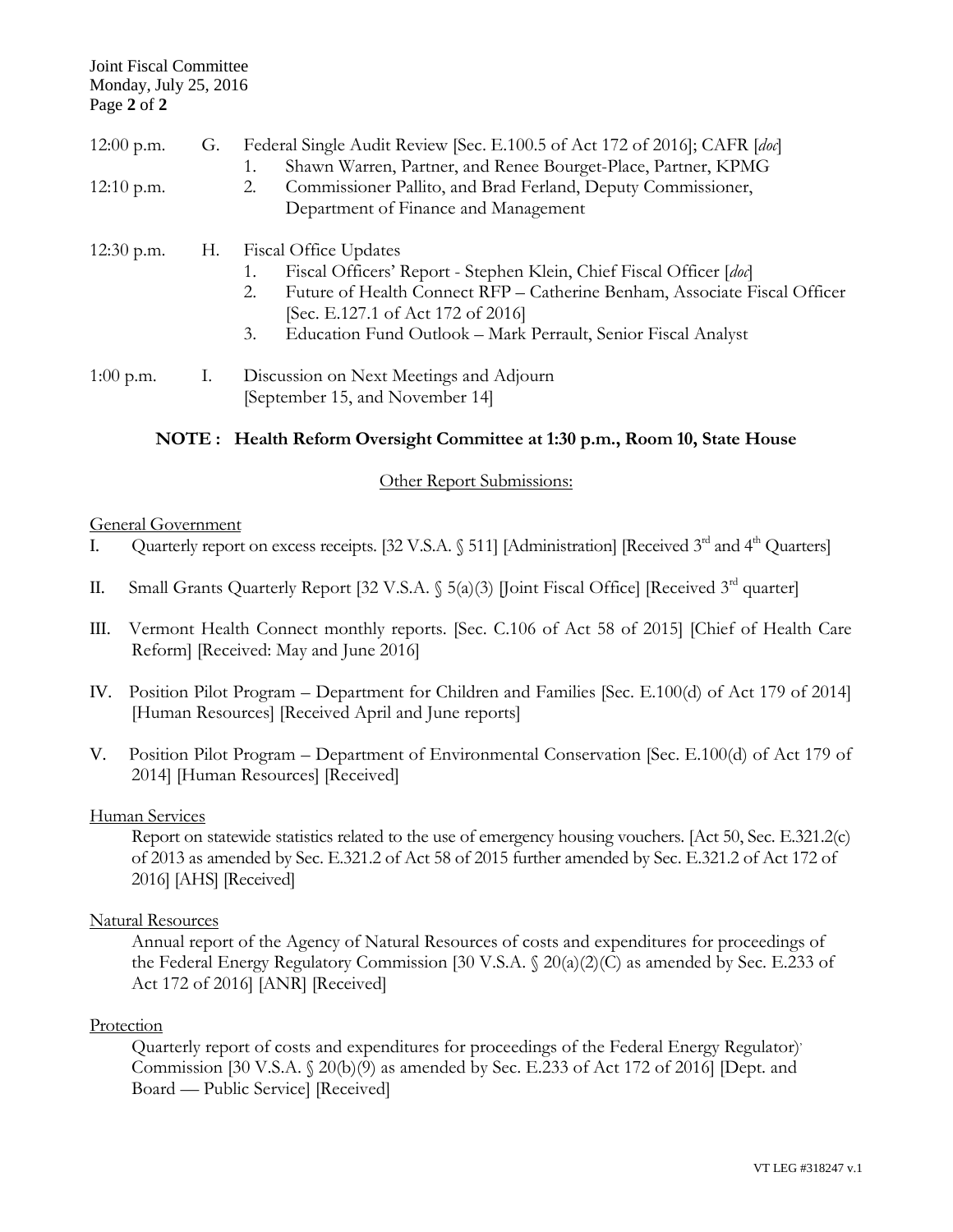| | | |
|---|---|---|
| 12:00 p.m. | G. | Federal Single Audit Review [Sec. E.100.5 of Act 172 of 2016]; CAFR [*doc*] |
| | | 1. Shawn Warren, Partner, and Renee Bourget-Place, Partner, KPMG |
| 12:10 p.m. | | 2. Commissioner Pallito, and Brad Ferland, Deputy Commissioner, Department of Finance and Management |
| 12:30 p.m. | H. | Fiscal Office Updates |
| | | 1. Fiscal Officers' Report - Stephen Klein, Chief Fiscal Officer [*doc*] |
| | | 2. Future of Health Connect RFP – Catherine Benham, Associate Fiscal Officer [Sec. E.127.1 of Act 172 of 2016] |
| | | 3. Education Fund Outlook – Mark Perrault, Senior Fiscal Analyst |
| 1:00 p.m. | I. | Discussion on Next Meetings and Adjourn [September 15, and November 14] |

**NOTE : Health Reform Oversight Committee at 1:30 p.m., Room 10, State House**

Other Report Submissions:

General Government

I. Quarterly report on excess receipts. [32 V.S.A. § 511] [Administration] [Received 3rd and 4th Quarters]

II. Small Grants Quarterly Report [32 V.S.A. § 5(a)(3) [Joint Fiscal Office] [Received 3rd quarter]

III. Vermont Health Connect monthly reports. [Sec. C.106 of Act 58 of 2015] [Chief of Health Care Reform] [Received: May and June 2016]

IV. Position Pilot Program – Department for Children and Families [Sec. E.100(d) of Act 179 of 2014] [Human Resources] [Received April and June reports]

V. Position Pilot Program – Department of Environmental Conservation [Sec. E.100(d) of Act 179 of 2014] [Human Resources] [Received]

Human Services

Report on statewide statistics related to the use of emergency housing vouchers. [Act 50, Sec. E.321.2(c) of 2013 as amended by Sec. E.321.2 of Act 58 of 2015 further amended by Sec. E.321.2 of Act 172 of 2016] [AHS] [Received]

Natural Resources

Annual report of the Agency of Natural Resources of costs and expenditures for proceedings of the Federal Energy Regulatory Commission [30 V.S.A. § 20(a)(2)(C) as amended by Sec. E.233 of Act 172 of 2016] [ANR] [Received]

Protection

Quarterly report of costs and expenditures for proceedings of the Federal Energy Regulatory Commission [30 V.S.A. § 20(b)(9) as amended by Sec. E.233 of Act 172 of 2016] [Dept. and Board — Public Service] [Received]

VT LEG #318247 v.1